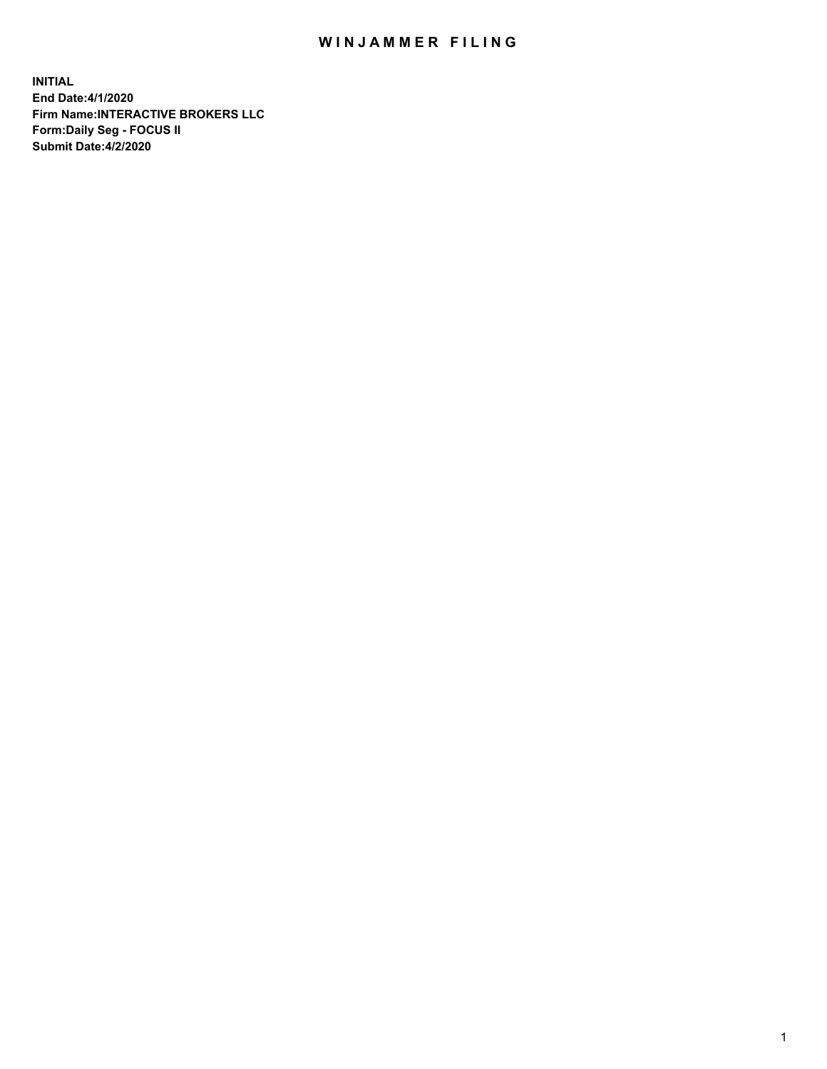# WINJAMMER FILING

**INITIAL**
**End Date:4/1/2020**
**Firm Name:INTERACTIVE BROKERS LLC**
**Form:Daily Seg - FOCUS II**
**Submit Date:4/2/2020**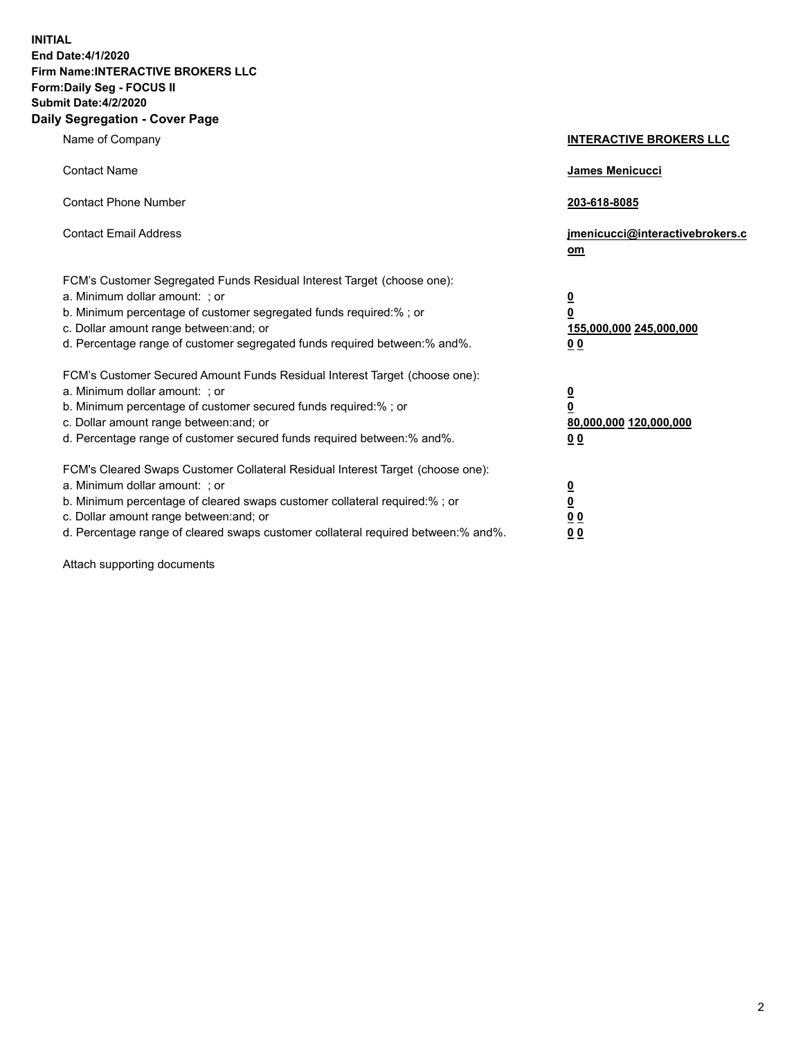**INITIAL**
**End Date:4/1/2020**
**Firm Name:INTERACTIVE BROKERS LLC**
**Form:Daily Seg - FOCUS II**
**Submit Date:4/2/2020**

## Daily Segregation - Cover Page

| | |
|---|---|
| Name of Company | **INTERACTIVE BROKERS LLC** |
| Contact Name | **James Menicucci** |
| Contact Phone Number | **203-618-8085** |
| Contact Email Address | **jmenicucci@interactivebrokers.com** |
| FCM's Customer Segregated Funds Residual Interest Target (choose one): | |
| a. Minimum dollar amount: ; or | **0** |
| b. Minimum percentage of customer segregated funds required:% ; or | **0** |
| c. Dollar amount range between:and; or | **155,000,000** **245,000,000** |
| d. Percentage range of customer segregated funds required between:% and%. | **0** **0** |
| FCM's Customer Secured Amount Funds Residual Interest Target (choose one): | |
| a. Minimum dollar amount: ; or | **0** |
| b. Minimum percentage of customer secured funds required:% ; or | **0** |
| c. Dollar amount range between:and; or | **80,000,000** **120,000,000** |
| d. Percentage range of customer secured funds required between:% and%. | **0** **0** |
| FCM's Cleared Swaps Customer Collateral Residual Interest Target (choose one): | |
| a. Minimum dollar amount: ; or | **0** |
| b. Minimum percentage of cleared swaps customer collateral required:% ; or | **0** |
| c. Dollar amount range between:and; or | **0** **0** |
| d. Percentage range of cleared swaps customer collateral required between:% and%. | **0** **0** |

Attach supporting documents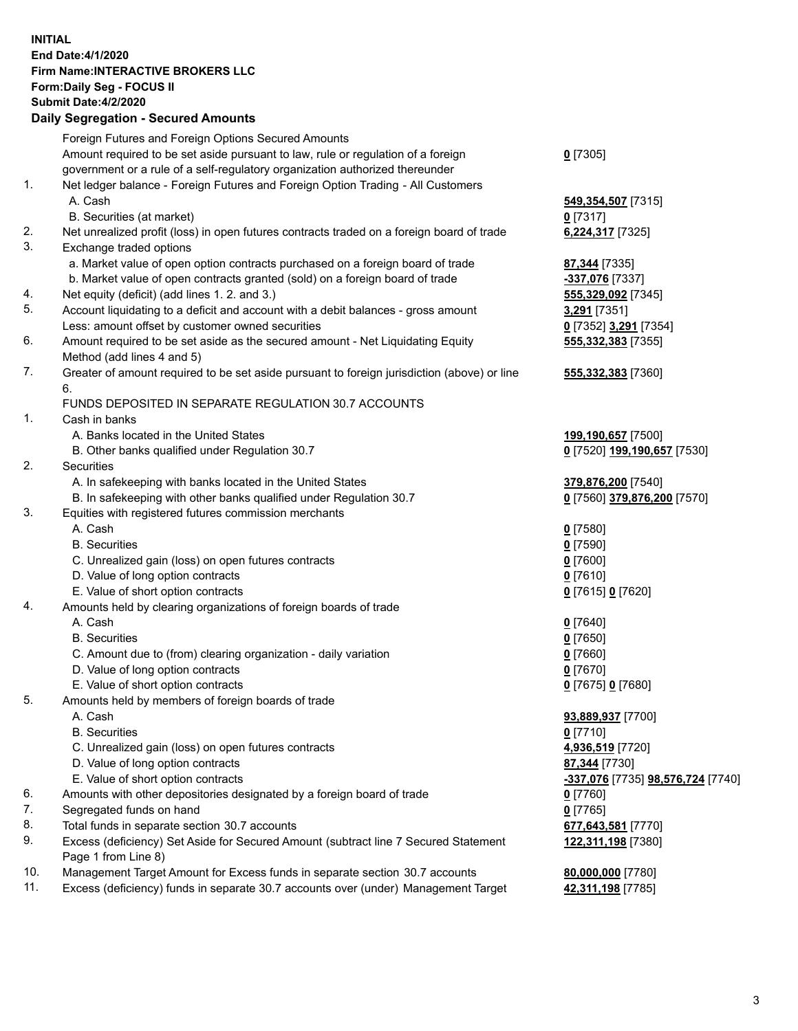**INITIAL**
**End Date:4/1/2020**
**Firm Name:INTERACTIVE BROKERS LLC**
**Form:Daily Seg - FOCUS II**
**Submit Date:4/2/2020**

**Daily Segregation - Secured Amounts**

| | | |
|---|---|---|
| | Foreign Futures and Foreign Options Secured Amounts | |
| | Amount required to be set aside pursuant to law, rule or regulation of a foreign government or a rule of a self-regulatory organization authorized thereunder | **0** [7305] |
| 1. | Net ledger balance - Foreign Futures and Foreign Option Trading - All Customers | |
| | A. Cash | **549,354,507** [7315] |
| | B. Securities (at market) | **0** [7317] |
| 2. | Net unrealized profit (loss) in open futures contracts traded on a foreign board of trade | **6,224,317** [7325] |
| 3. | Exchange traded options | |
| | a. Market value of open option contracts purchased on a foreign board of trade | **87,344** [7335] |
| | b. Market value of open contracts granted (sold) on a foreign board of trade | **-337,076** [7337] |
| 4. | Net equity (deficit) (add lines 1. 2. and 3.) | **555,329,092** [7345] |
| 5. | Account liquidating to a deficit and account with a debit balances - gross amount | **3,291** [7351] |
| | Less: amount offset by customer owned securities | **0** [7352] **3,291** [7354] |
| 6. | Amount required to be set aside as the secured amount - Net Liquidating Equity Method (add lines 4 and 5) | **555,332,383** [7355] |
| 7. | Greater of amount required to be set aside pursuant to foreign jurisdiction (above) or line 6. | **555,332,383** [7360] |
| | FUNDS DEPOSITED IN SEPARATE REGULATION 30.7 ACCOUNTS | |
| 1. | Cash in banks | |
| | A. Banks located in the United States | **199,190,657** [7500] |
| | B. Other banks qualified under Regulation 30.7 | **0** [7520] **199,190,657** [7530] |
| 2. | Securities | |
| | A. In safekeeping with banks located in the United States | **379,876,200** [7540] |
| | B. In safekeeping with other banks qualified under Regulation 30.7 | **0** [7560] **379,876,200** [7570] |
| 3. | Equities with registered futures commission merchants | |
| | A. Cash | **0** [7580] |
| | B. Securities | **0** [7590] |
| | C. Unrealized gain (loss) on open futures contracts | **0** [7600] |
| | D. Value of long option contracts | **0** [7610] |
| | E. Value of short option contracts | **0** [7615] **0** [7620] |
| 4. | Amounts held by clearing organizations of foreign boards of trade | |
| | A. Cash | **0** [7640] |
| | B. Securities | **0** [7650] |
| | C. Amount due to (from) clearing organization - daily variation | **0** [7660] |
| | D. Value of long option contracts | **0** [7670] |
| | E. Value of short option contracts | **0** [7675] **0** [7680] |
| 5. | Amounts held by members of foreign boards of trade | |
| | A. Cash | **93,889,937** [7700] |
| | B. Securities | **0** [7710] |
| | C. Unrealized gain (loss) on open futures contracts | **4,936,519** [7720] |
| | D. Value of long option contracts | **87,344** [7730] |
| | E. Value of short option contracts | **-337,076** [7735] **98,576,724** [7740] |
| 6. | Amounts with other depositories designated by a foreign board of trade | **0** [7760] |
| 7. | Segregated funds on hand | **0** [7765] |
| 8. | Total funds in separate section 30.7 accounts | **677,643,581** [7770] |
| 9. | Excess (deficiency) Set Aside for Secured Amount (subtract line 7 Secured Statement Page 1 from Line 8) | **122,311,198** [7380] |
| 10. | Management Target Amount for Excess funds in separate section 30.7 accounts | **80,000,000** [7780] |
| 11. | Excess (deficiency) funds in separate 30.7 accounts over (under) Management Target | **42,311,198** [7785] |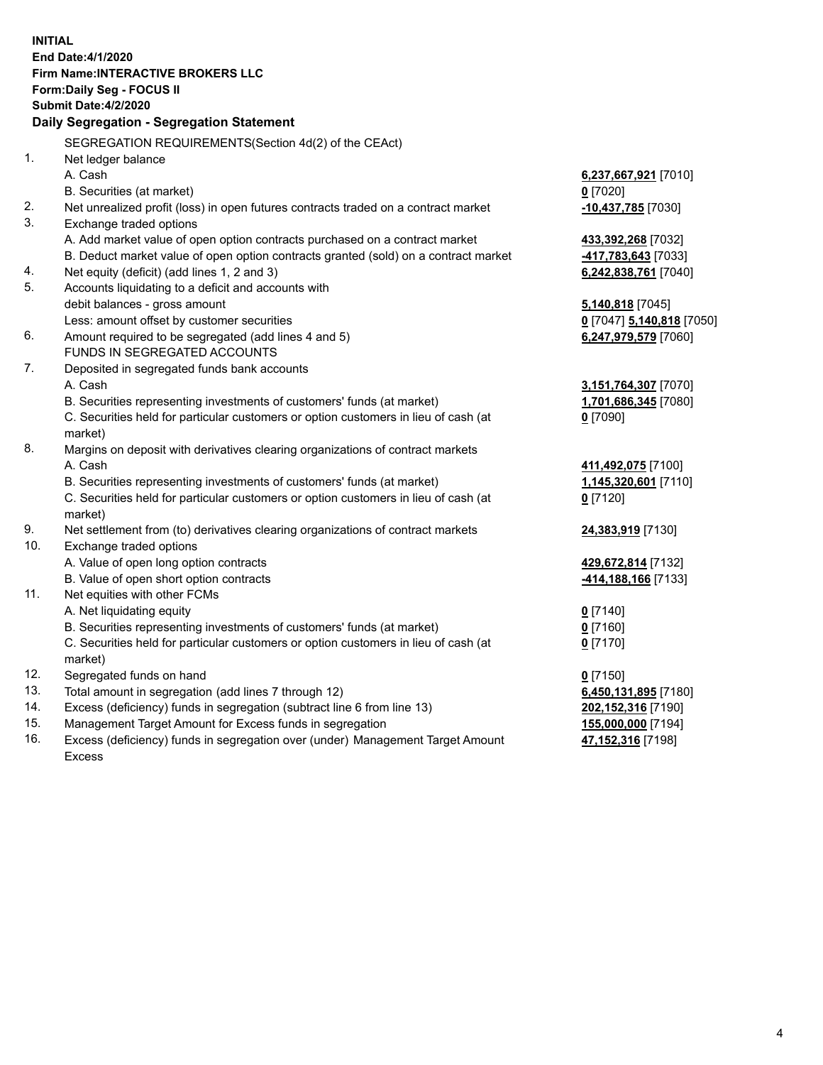**INITIAL**
**End Date:4/1/2020**
**Firm Name:INTERACTIVE BROKERS LLC**
**Form:Daily Seg - FOCUS II**
**Submit Date:4/2/2020**

## Daily Segregation - Segregation Statement

SEGREGATION REQUIREMENTS(Section 4d(2) of the CEAct)

| | | |
|---|---|---|
| 1. | Net ledger balance | |
| | A. Cash | **6,237,667,921** [7010] |
| | B. Securities (at market) | **0** [7020] |
| 2. | Net unrealized profit (loss) in open futures contracts traded on a contract market | **-10,437,785** [7030] |
| 3. | Exchange traded options | |
| | A. Add market value of open option contracts purchased on a contract market | **433,392,268** [7032] |
| | B. Deduct market value of open option contracts granted (sold) on a contract market | **-417,783,643** [7033] |
| 4. | Net equity (deficit) (add lines 1, 2 and 3) | **6,242,838,761** [7040] |
| 5. | Accounts liquidating to a deficit and accounts with debit balances - gross amount | **5,140,818** [7045] |
| | Less: amount offset by customer securities | **0** [7047] **5,140,818** [7050] |
| 6. | Amount required to be segregated (add lines 4 and 5) | **6,247,979,579** [7060] |
| | FUNDS IN SEGREGATED ACCOUNTS | |
| 7. | Deposited in segregated funds bank accounts | |
| | A. Cash | **3,151,764,307** [7070] |
| | B. Securities representing investments of customers' funds (at market) | **1,701,686,345** [7080] |
| | C. Securities held for particular customers or option customers in lieu of cash (at market) | **0** [7090] |
| 8. | Margins on deposit with derivatives clearing organizations of contract markets | |
| | A. Cash | **411,492,075** [7100] |
| | B. Securities representing investments of customers' funds (at market) | **1,145,320,601** [7110] |
| | C. Securities held for particular customers or option customers in lieu of cash (at market) | **0** [7120] |
| 9. | Net settlement from (to) derivatives clearing organizations of contract markets | **24,383,919** [7130] |
| 10. | Exchange traded options | |
| | A. Value of open long option contracts | **429,672,814** [7132] |
| | B. Value of open short option contracts | **-414,188,166** [7133] |
| 11. | Net equities with other FCMs | |
| | A. Net liquidating equity | **0** [7140] |
| | B. Securities representing investments of customers' funds (at market) | **0** [7160] |
| | C. Securities held for particular customers or option customers in lieu of cash (at market) | **0** [7170] |
| 12. | Segregated funds on hand | **0** [7150] |
| 13. | Total amount in segregation (add lines 7 through 12) | **6,450,131,895** [7180] |
| 14. | Excess (deficiency) funds in segregation (subtract line 6 from line 13) | **202,152,316** [7190] |
| 15. | Management Target Amount for Excess funds in segregation | **155,000,000** [7194] |
| 16. | Excess (deficiency) funds in segregation over (under) Management Target Amount Excess | **47,152,316** [7198] |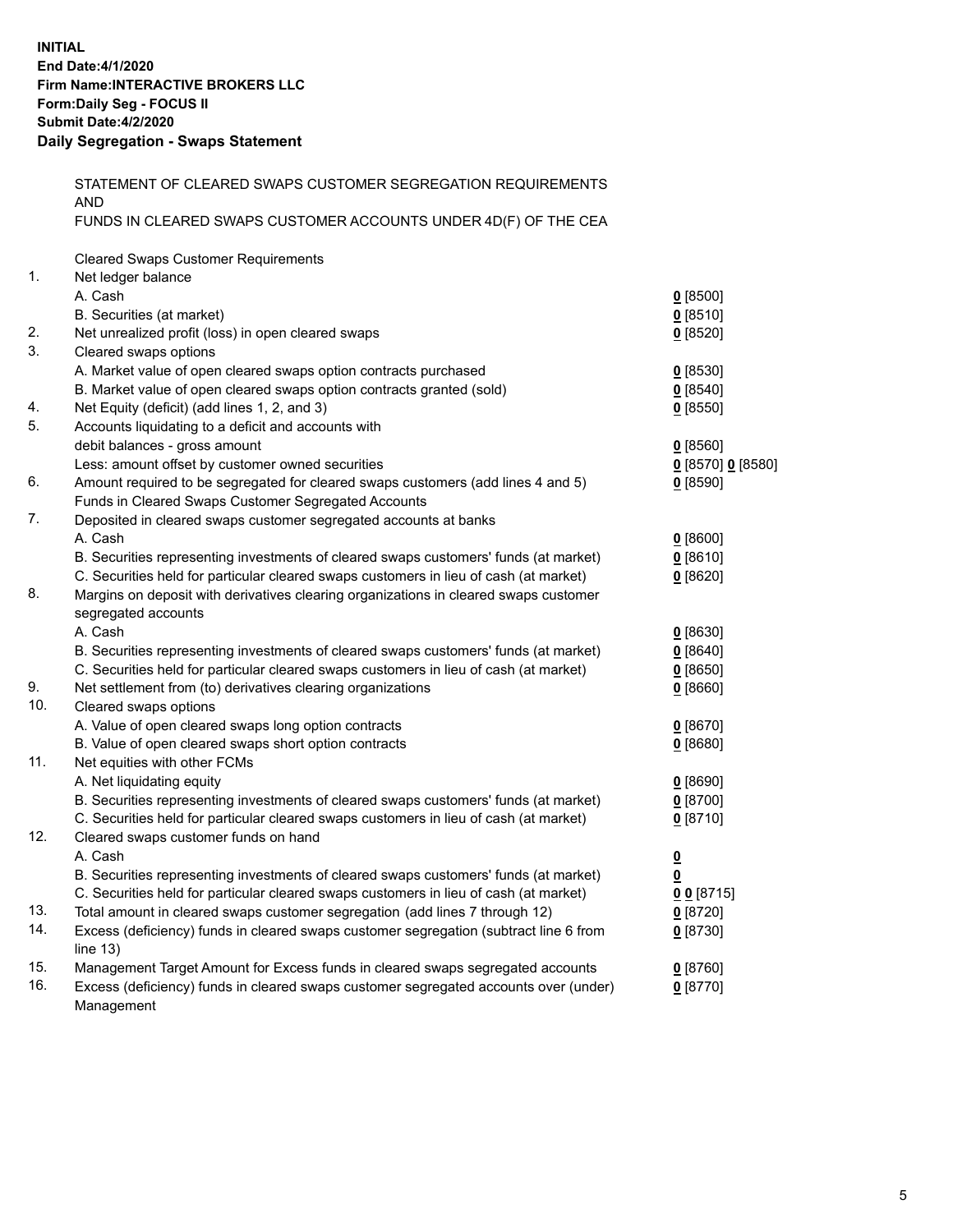**INITIAL**
**End Date:4/1/2020**
**Firm Name:INTERACTIVE BROKERS LLC**
**Form:Daily Seg - FOCUS II**
**Submit Date:4/2/2020**
**Daily Segregation - Swaps Statement**

STATEMENT OF CLEARED SWAPS CUSTOMER SEGREGATION REQUIREMENTS AND FUNDS IN CLEARED SWAPS CUSTOMER ACCOUNTS UNDER 4D(F) OF THE CEA

| | | |
|---|---|---|
| | Cleared Swaps Customer Requirements | |
| 1. | Net ledger balance | |
| | A. Cash | 0 [8500] |
| | B. Securities (at market) | 0 [8510] |
| 2. | Net unrealized profit (loss) in open cleared swaps | 0 [8520] |
| 3. | Cleared swaps options | |
| | A. Market value of open cleared swaps option contracts purchased | 0 [8530] |
| | B. Market value of open cleared swaps option contracts granted (sold) | 0 [8540] |
| 4. | Net Equity (deficit) (add lines 1, 2, and 3) | 0 [8550] |
| 5. | Accounts liquidating to a deficit and accounts with | |
| | debit balances - gross amount | 0 [8560] |
| | Less: amount offset by customer owned securities | 0 [8570] 0 [8580] |
| 6. | Amount required to be segregated for cleared swaps customers (add lines 4 and 5) | 0 [8590] |
| | Funds in Cleared Swaps Customer Segregated Accounts | |
| 7. | Deposited in cleared swaps customer segregated accounts at banks | |
| | A. Cash | 0 [8600] |
| | B. Securities representing investments of cleared swaps customers' funds (at market) | 0 [8610] |
| | C. Securities held for particular cleared swaps customers in lieu of cash (at market) | 0 [8620] |
| 8. | Margins on deposit with derivatives clearing organizations in cleared swaps customer segregated accounts | |
| | A. Cash | 0 [8630] |
| | B. Securities representing investments of cleared swaps customers' funds (at market) | 0 [8640] |
| | C. Securities held for particular cleared swaps customers in lieu of cash (at market) | 0 [8650] |
| 9. | Net settlement from (to) derivatives clearing organizations | 0 [8660] |
| 10. | Cleared swaps options | |
| | A. Value of open cleared swaps long option contracts | 0 [8670] |
| | B. Value of open cleared swaps short option contracts | 0 [8680] |
| 11. | Net equities with other FCMs | |
| | A. Net liquidating equity | 0 [8690] |
| | B. Securities representing investments of cleared swaps customers' funds (at market) | 0 [8700] |
| | C. Securities held for particular cleared swaps customers in lieu of cash (at market) | 0 [8710] |
| 12. | Cleared swaps customer funds on hand | |
| | A. Cash | 0 |
| | B. Securities representing investments of cleared swaps customers' funds (at market) | 0 |
| | C. Securities held for particular cleared swaps customers in lieu of cash (at market) | 0 0 [8715] |
| 13. | Total amount in cleared swaps customer segregation (add lines 7 through 12) | 0 [8720] |
| 14. | Excess (deficiency) funds in cleared swaps customer segregation (subtract line 6 from line 13) | 0 [8730] |
| 15. | Management Target Amount for Excess funds in cleared swaps segregated accounts | 0 [8760] |
| 16. | Excess (deficiency) funds in cleared swaps customer segregated accounts over (under) Management | 0 [8770] |